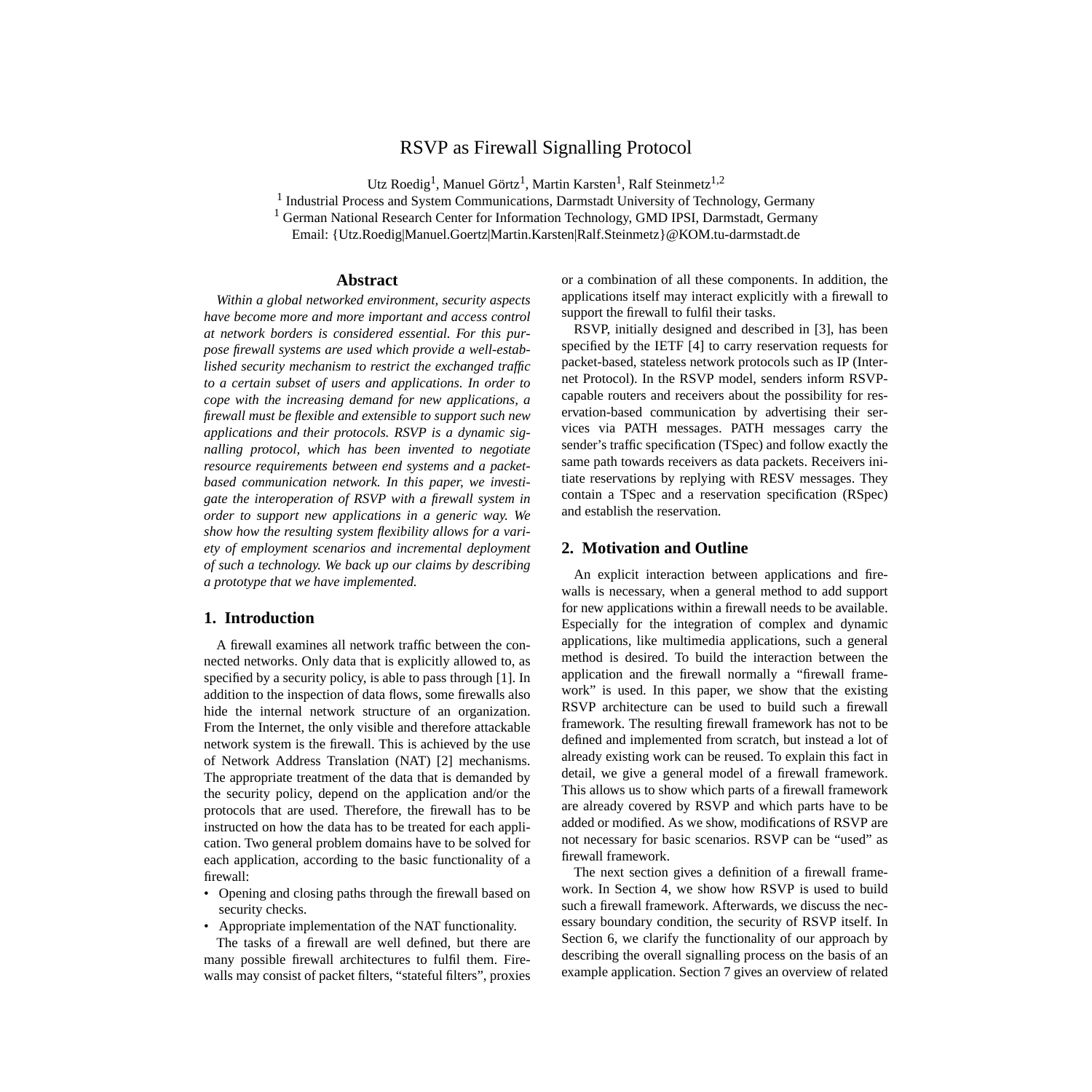# RSVP as Firewall Signalling Protocol

Utz Roedig[1], Manuel Görtz[1], Martin Karsten[1], Ralf Steinmetz[1,2]

[1] Industrial Process and System Communications, Darmstadt University of Technology, Germany

[1] German National Research Center for Information Technology, GMD IPSI, Darmstadt, Germany

Email: {Utz.Roedig|Manuel.Goertz|Martin.Karsten|Ralf.Steinmetz}@KOM.tu-darmstadt.de

## Abstract

*Within a global networked environment, security aspects have become more and more important and access control at network borders is considered essential. For this purpose firewall systems are used which provide a well-established security mechanism to restrict the exchanged traffic to a certain subset of users and applications. In order to cope with the increasing demand for new applications, a firewall must be flexible and extensible to support such new applications and their protocols. RSVP is a dynamic signalling protocol, which has been invented to negotiate resource requirements between end systems and a packet-based communication network. In this paper, we investigate the interoperation of RSVP with a firewall system in order to support new applications in a generic way. We show how the resulting system flexibility allows for a variety of employment scenarios and incremental deployment of such a technology. We back up our claims by describing a prototype that we have implemented.*

## 1. Introduction

A firewall examines all network traffic between the connected networks. Only data that is explicitly allowed to, as specified by a security policy, is able to pass through [1]. In addition to the inspection of data flows, some firewalls also hide the internal network structure of an organization. From the Internet, the only visible and therefore attackable network system is the firewall. This is achieved by the use of Network Address Translation (NAT) [2] mechanisms. The appropriate treatment of the data that is demanded by the security policy, depend on the application and/or the protocols that are used. Therefore, the firewall has to be instructed on how the data has to be treated for each application. Two general problem domains have to be solved for each application, according to the basic functionality of a firewall:

- Opening and closing paths through the firewall based on security checks.
- Appropriate implementation of the NAT functionality.

The tasks of a firewall are well defined, but there are many possible firewall architectures to fulfil them. Firewalls may consist of packet filters, "stateful filters", proxies or a combination of all these components. In addition, the applications itself may interact explicitly with a firewall to support the firewall to fulfil their tasks.

RSVP, initially designed and described in [3], has been specified by the IETF [4] to carry reservation requests for packet-based, stateless network protocols such as IP (Internet Protocol). In the RSVP model, senders inform RSVP-capable routers and receivers about the possibility for reservation-based communication by advertising their services via PATH messages. PATH messages carry the sender's traffic specification (TSpec) and follow exactly the same path towards receivers as data packets. Receivers initiate reservations by replying with RESV messages. They contain a TSpec and a reservation specification (RSpec) and establish the reservation.

## 2. Motivation and Outline

An explicit interaction between applications and firewalls is necessary, when a general method to add support for new applications within a firewall needs to be available. Especially for the integration of complex and dynamic applications, like multimedia applications, such a general method is desired. To build the interaction between the application and the firewall normally a "firewall framework" is used. In this paper, we show that the existing RSVP architecture can be used to build such a firewall framework. The resulting firewall framework has not to be defined and implemented from scratch, but instead a lot of already existing work can be reused. To explain this fact in detail, we give a general model of a firewall framework. This allows us to show which parts of a firewall framework are already covered by RSVP and which parts have to be added or modified. As we show, modifications of RSVP are not necessary for basic scenarios. RSVP can be "used" as firewall framework.

The next section gives a definition of a firewall framework. In Section 4, we show how RSVP is used to build such a firewall framework. Afterwards, we discuss the necessary boundary condition, the security of RSVP itself. In Section 6, we clarify the functionality of our approach by describing the overall signalling process on the basis of an example application. Section 7 gives an overview of related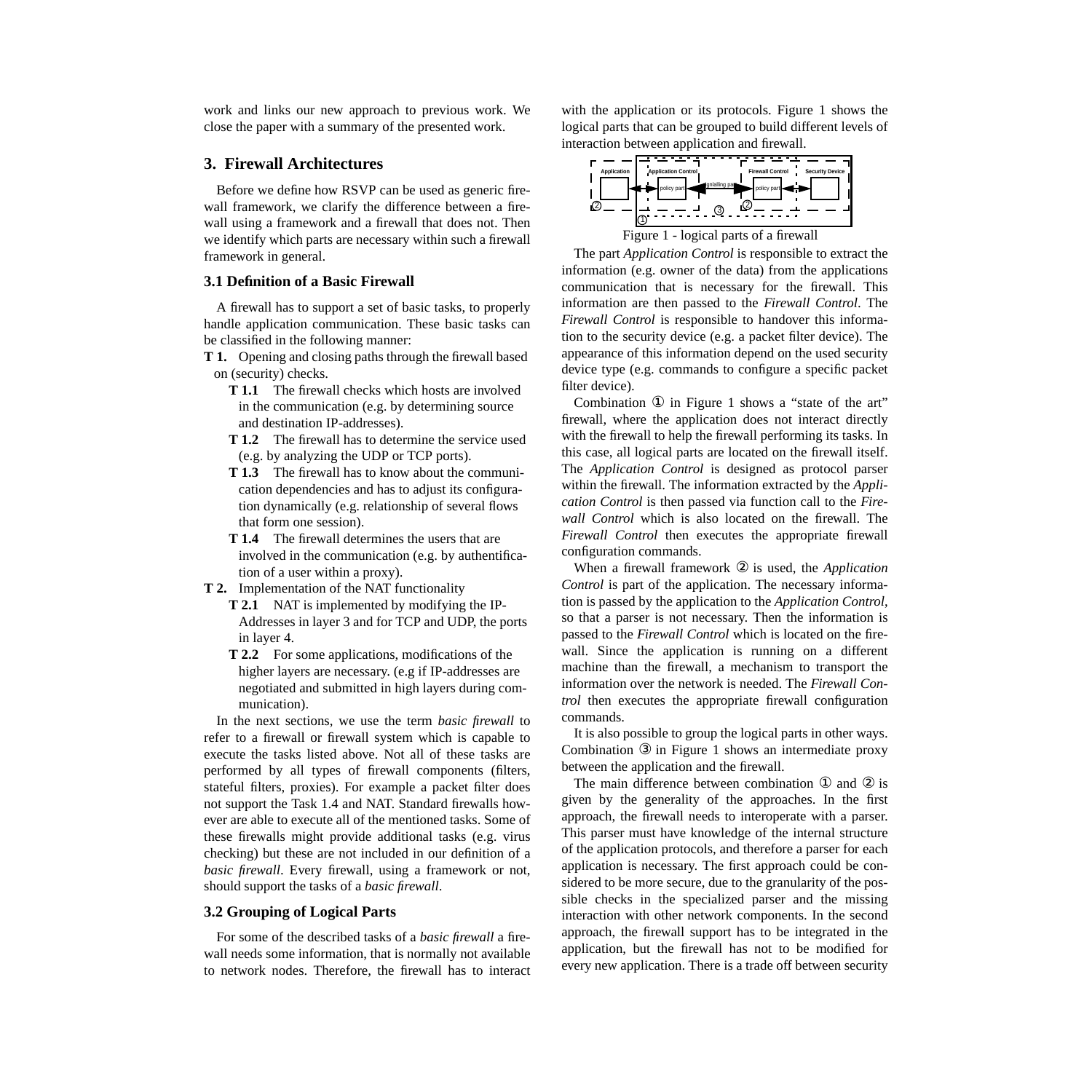work and links our new approach to previous work. We close the paper with a summary of the presented work.

## 3. Firewall Architectures

Before we define how RSVP can be used as generic firewall framework, we clarify the difference between a firewall using a framework and a firewall that does not. Then we identify which parts are necessary within such a firewall framework in general.

### 3.1 Definition of a Basic Firewall

A firewall has to support a set of basic tasks, to properly handle application communication. These basic tasks can be classified in the following manner:

**T 1.** Opening and closing paths through the firewall based on (security) checks.

- **T 1.1** The firewall checks which hosts are involved in the communication (e.g. by determining source and destination IP-addresses).
- **T 1.2** The firewall has to determine the service used (e.g. by analyzing the UDP or TCP ports).
- **T 1.3** The firewall has to know about the communication dependencies and has to adjust its configuration dynamically (e.g. relationship of several flows that form one session).
- **T 1.4** The firewall determines the users that are involved in the communication (e.g. by authentification of a user within a proxy).

**T 2.** Implementation of the NAT functionality

- **T 2.1** NAT is implemented by modifying the IP-Addresses in layer 3 and for TCP and UDP, the ports in layer 4.
- **T 2.2** For some applications, modifications of the higher layers are necessary. (e.g if IP-addresses are negotiated and submitted in high layers during communication).

In the next sections, we use the term *basic firewall* to refer to a firewall or firewall system which is capable to execute the tasks listed above. Not all of these tasks are performed by all types of firewall components (filters, stateful filters, proxies). For example a packet filter does not support the Task 1.4 and NAT. Standard firewalls however are able to execute all of the mentioned tasks. Some of these firewalls might provide additional tasks (e.g. virus checking) but these are not included in our definition of a *basic firewall*. Every firewall, using a framework or not, should support the tasks of a *basic firewall*.

### 3.2 Grouping of Logical Parts

For some of the described tasks of a *basic firewall* a firewall needs some information, that is normally not available to network nodes. Therefore, the firewall has to interact with the application or its protocols. Figure 1 shows the logical parts that can be grouped to build different levels of interaction between application and firewall.

Figure 1 - logical parts of a firewall

The part *Application Control* is responsible to extract the information (e.g. owner of the data) from the applications communication that is necessary for the firewall. This information are then passed to the *Firewall Control*. The *Firewall Control* is responsible to handover this information to the security device (e.g. a packet filter device). The appearance of this information depend on the used security device type (e.g. commands to configure a specific packet filter device).

Combination ① in Figure 1 shows a "state of the art" firewall, where the application does not interact directly with the firewall to help the firewall performing its tasks. In this case, all logical parts are located on the firewall itself. The *Application Control* is designed as protocol parser within the firewall. The information extracted by the *Application Control* is then passed via function call to the *Firewall Control* which is also located on the firewall. The *Firewall Control* then executes the appropriate firewall configuration commands.

When a firewall framework ② is used, the *Application Control* is part of the application. The necessary information is passed by the application to the *Application Control*, so that a parser is not necessary. Then the information is passed to the *Firewall Control* which is located on the firewall. Since the application is running on a different machine than the firewall, a mechanism to transport the information over the network is needed. The *Firewall Control* then executes the appropriate firewall configuration commands.

It is also possible to group the logical parts in other ways. Combination ③ in Figure 1 shows an intermediate proxy between the application and the firewall.

The main difference between combination ① and ② is given by the generality of the approaches. In the first approach, the firewall needs to interoperate with a parser. This parser must have knowledge of the internal structure of the application protocols, and therefore a parser for each application is necessary. The first approach could be considered to be more secure, due to the granularity of the possible checks in the specialized parser and the missing interaction with other network components. In the second approach, the firewall support has to be integrated in the application, but the firewall has not to be modified for every new application. There is a trade off between security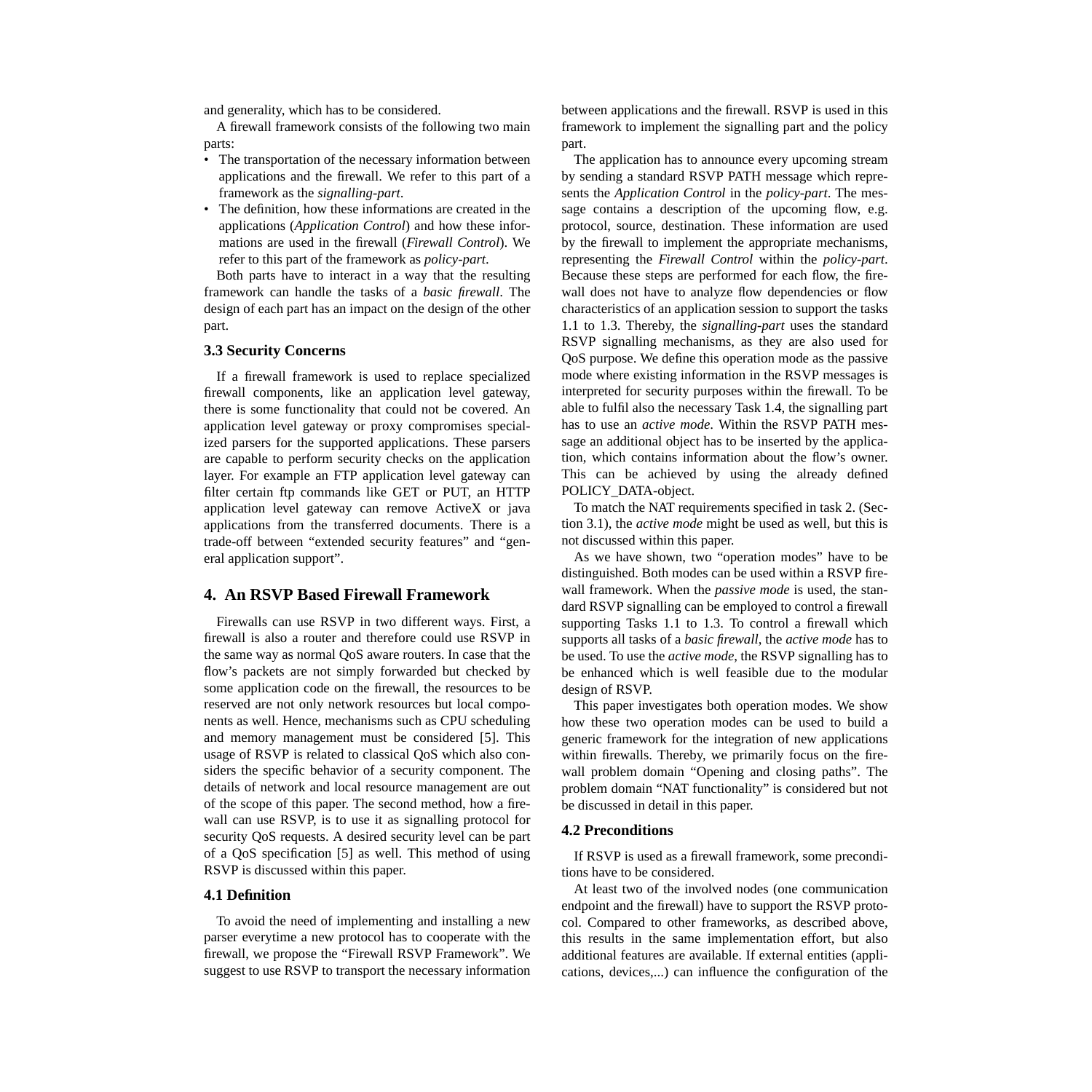and generality, which has to be considered.

A firewall framework consists of the following two main parts:

- The transportation of the necessary information between applications and the firewall. We refer to this part of a framework as the *signalling-part*.
- The definition, how these informations are created in the applications (*Application Control*) and how these informations are used in the firewall (*Firewall Control*). We refer to this part of the framework as *policy-part*.

Both parts have to interact in a way that the resulting framework can handle the tasks of a *basic firewall*. The design of each part has an impact on the design of the other part.

### 3.3 Security Concerns

If a firewall framework is used to replace specialized firewall components, like an application level gateway, there is some functionality that could not be covered. An application level gateway or proxy compromises specialized parsers for the supported applications. These parsers are capable to perform security checks on the application layer. For example an FTP application level gateway can filter certain ftp commands like GET or PUT, an HTTP application level gateway can remove ActiveX or java applications from the transferred documents. There is a trade-off between "extended security features" and "general application support".

## 4. An RSVP Based Firewall Framework

Firewalls can use RSVP in two different ways. First, a firewall is also a router and therefore could use RSVP in the same way as normal QoS aware routers. In case that the flow's packets are not simply forwarded but checked by some application code on the firewall, the resources to be reserved are not only network resources but local components as well. Hence, mechanisms such as CPU scheduling and memory management must be considered [5]. This usage of RSVP is related to classical QoS which also considers the specific behavior of a security component. The details of network and local resource management are out of the scope of this paper. The second method, how a firewall can use RSVP, is to use it as signalling protocol for security QoS requests. A desired security level can be part of a QoS specification [5] as well. This method of using RSVP is discussed within this paper.

### 4.1 Definition

To avoid the need of implementing and installing a new parser everytime a new protocol has to cooperate with the firewall, we propose the "Firewall RSVP Framework". We suggest to use RSVP to transport the necessary information between applications and the firewall. RSVP is used in this framework to implement the signalling part and the policy part.

The application has to announce every upcoming stream by sending a standard RSVP PATH message which represents the *Application Control* in the *policy-part*. The message contains a description of the upcoming flow, e.g. protocol, source, destination. These information are used by the firewall to implement the appropriate mechanisms, representing the *Firewall Control* within the *policy-part*. Because these steps are performed for each flow, the firewall does not have to analyze flow dependencies or flow characteristics of an application session to support the tasks 1.1 to 1.3. Thereby, the *signalling-part* uses the standard RSVP signalling mechanisms, as they are also used for QoS purpose. We define this operation mode as the passive mode where existing information in the RSVP messages is interpreted for security purposes within the firewall. To be able to fulfil also the necessary Task 1.4, the signalling part has to use an *active mode*. Within the RSVP PATH message an additional object has to be inserted by the application, which contains information about the flow's owner. This can be achieved by using the already defined POLICY_DATA-object.

To match the NAT requirements specified in task 2. (Section 3.1), the *active mode* might be used as well, but this is not discussed within this paper.

As we have shown, two "operation modes" have to be distinguished. Both modes can be used within a RSVP firewall framework. When the *passive mode* is used, the standard RSVP signalling can be employed to control a firewall supporting Tasks 1.1 to 1.3. To control a firewall which supports all tasks of a *basic firewall*, the *active mode* has to be used. To use the *active mode*, the RSVP signalling has to be enhanced which is well feasible due to the modular design of RSVP.

This paper investigates both operation modes. We show how these two operation modes can be used to build a generic framework for the integration of new applications within firewalls. Thereby, we primarily focus on the firewall problem domain "Opening and closing paths". The problem domain "NAT functionality" is considered but not be discussed in detail in this paper.

### 4.2 Preconditions

If RSVP is used as a firewall framework, some preconditions have to be considered.

At least two of the involved nodes (one communication endpoint and the firewall) have to support the RSVP protocol. Compared to other frameworks, as described above, this results in the same implementation effort, but also additional features are available. If external entities (applications, devices,...) can influence the configuration of the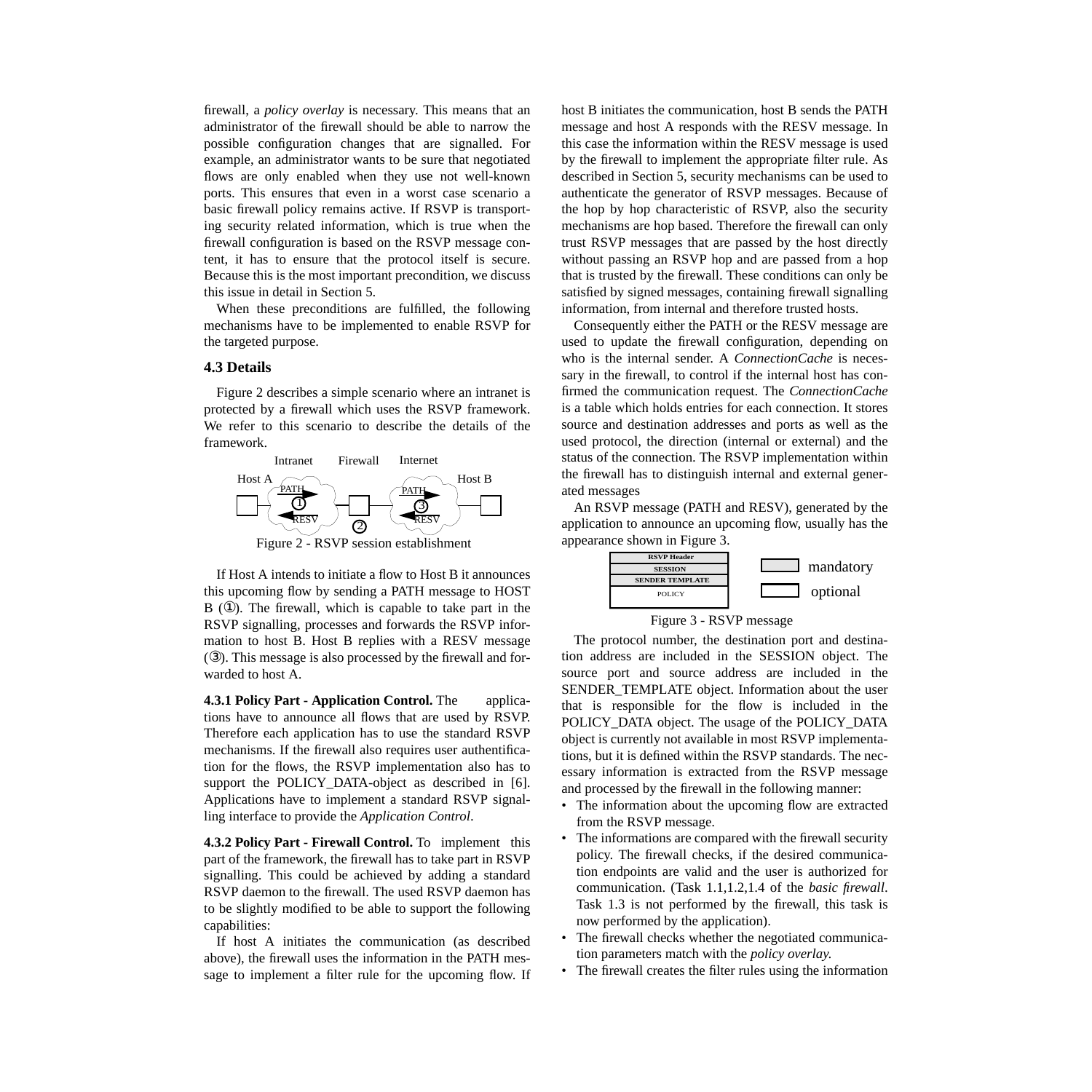firewall, a *policy overlay* is necessary. This means that an administrator of the firewall should be able to narrow the possible configuration changes that are signalled. For example, an administrator wants to be sure that negotiated flows are only enabled when they use not well-known ports. This ensures that even in a worst case scenario a basic firewall policy remains active. If RSVP is transporting security related information, which is true when the firewall configuration is based on the RSVP message content, it has to ensure that the protocol itself is secure. Because this is the most important precondition, we discuss this issue in detail in Section 5.

When these preconditions are fulfilled, the following mechanisms have to be implemented to enable RSVP for the targeted purpose.

### 4.3 Details

Figure 2 describes a simple scenario where an intranet is protected by a firewall which uses the RSVP framework. We refer to this scenario to describe the details of the framework.

Figure 2 - RSVP session establishment

If Host A intends to initiate a flow to Host B it announces this upcoming flow by sending a PATH message to HOST B (①). The firewall, which is capable to take part in the RSVP signalling, processes and forwards the RSVP information to host B. Host B replies with a RESV message (③). This message is also processed by the firewall and forwarded to host A.

**4.3.1 Policy Part - Application Control.** The applications have to announce all flows that are used by RSVP. Therefore each application has to use the standard RSVP mechanisms. If the firewall also requires user authentification for the flows, the RSVP implementation also has to support the POLICY_DATA-object as described in [6]. Applications have to implement a standard RSVP signalling interface to provide the *Application Control.*

**4.3.2 Policy Part - Firewall Control.** To implement this part of the framework, the firewall has to take part in RSVP signalling. This could be achieved by adding a standard RSVP daemon to the firewall. The used RSVP daemon has to be slightly modified to be able to support the following capabilities:

If host A initiates the communication (as described above), the firewall uses the information in the PATH message to implement a filter rule for the upcoming flow. If host B initiates the communication, host B sends the PATH message and host A responds with the RESV message. In this case the information within the RESV message is used by the firewall to implement the appropriate filter rule. As described in Section 5, security mechanisms can be used to authenticate the generator of RSVP messages. Because of the hop by hop characteristic of RSVP, also the security mechanisms are hop based. Therefore the firewall can only trust RSVP messages that are passed by the host directly without passing an RSVP hop and are passed from a hop that is trusted by the firewall. These conditions can only be satisfied by signed messages, containing firewall signalling information, from internal and therefore trusted hosts.

Consequently either the PATH or the RESV message are used to update the firewall configuration, depending on who is the internal sender. A *ConnectionCache* is necessary in the firewall, to control if the internal host has confirmed the communication request. The *ConnectionCache* is a table which holds entries for each connection. It stores source and destination addresses and ports as well as the used protocol, the direction (internal or external) and the status of the connection. The RSVP implementation within the firewall has to distinguish internal and external generated messages

An RSVP message (PATH and RESV), generated by the application to announce an upcoming flow, usually has the appearance shown in Figure 3.

Figure 3 - RSVP message

The protocol number, the destination port and destination address are included in the SESSION object. The source port and source address are included in the SENDER_TEMPLATE object. Information about the user that is responsible for the flow is included in the POLICY_DATA object. The usage of the POLICY_DATA object is currently not available in most RSVP implementations, but it is defined within the RSVP standards. The necessary information is extracted from the RSVP message and processed by the firewall in the following manner:

- The information about the upcoming flow are extracted from the RSVP message.
- The informations are compared with the firewall security policy. The firewall checks, if the desired communication endpoints are valid and the user is authorized for communication. (Task 1.1,1.2,1.4 of the *basic firewall*. Task 1.3 is not performed by the firewall, this task is now performed by the application).
- The firewall checks whether the negotiated communication parameters match with the *policy overlay.*
- The firewall creates the filter rules using the information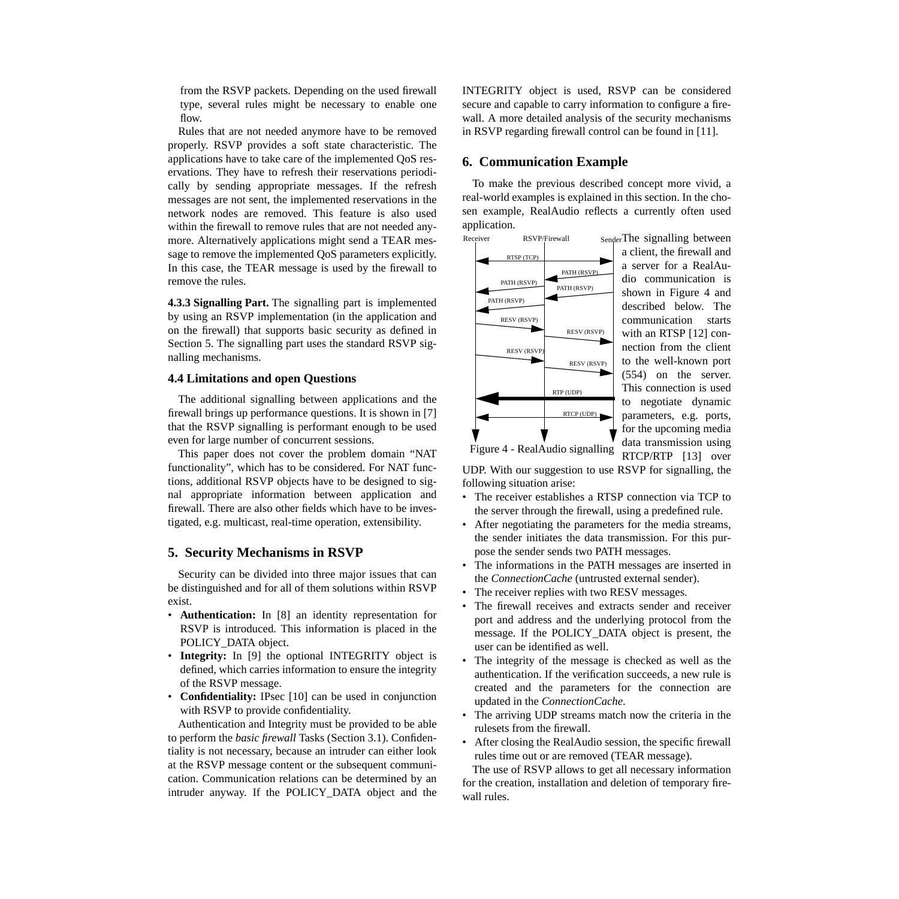from the RSVP packets. Depending on the used firewall type, several rules might be necessary to enable one flow.

Rules that are not needed anymore have to be removed properly. RSVP provides a soft state characteristic. The applications have to take care of the implemented QoS reservations. They have to refresh their reservations periodically by sending appropriate messages. If the refresh messages are not sent, the implemented reservations in the network nodes are removed. This feature is also used within the firewall to remove rules that are not needed anymore. Alternatively applications might send a TEAR message to remove the implemented QoS parameters explicitly. In this case, the TEAR message is used by the firewall to remove the rules.

**4.3.3 Signalling Part.** The signalling part is implemented by using an RSVP implementation (in the application and on the firewall) that supports basic security as defined in Section 5. The signalling part uses the standard RSVP signalling mechanisms.

### 4.4 Limitations and open Questions

The additional signalling between applications and the firewall brings up performance questions. It is shown in [7] that the RSVP signalling is performant enough to be used even for large number of concurrent sessions.

This paper does not cover the problem domain "NAT functionality", which has to be considered. For NAT functions, additional RSVP objects have to be designed to signal appropriate information between application and firewall. There are also other fields which have to be investigated, e.g. multicast, real-time operation, extensibility.

## 5. Security Mechanisms in RSVP

Security can be divided into three major issues that can be distinguished and for all of them solutions within RSVP exist.

- **Authentication:** In [8] an identity representation for RSVP is introduced. This information is placed in the POLICY_DATA object.
- **Integrity:** In [9] the optional INTEGRITY object is defined, which carries information to ensure the integrity of the RSVP message.
- **Confidentiality:** IPsec [10] can be used in conjunction with RSVP to provide confidentiality.

Authentication and Integrity must be provided to be able to perform the *basic firewall* Tasks (Section 3.1). Confidentiality is not necessary, because an intruder can either look at the RSVP message content or the subsequent communication. Communication relations can be determined by an intruder anyway. If the POLICY_DATA object and the INTEGRITY object is used, RSVP can be considered secure and capable to carry information to configure a firewall. A more detailed analysis of the security mechanisms in RSVP regarding firewall control can be found in [11].

## 6. Communication Example

To make the previous described concept more vivid, a real-world examples is explained in this section. In the chosen example, RealAudio reflects a currently often used application.

Figure 4 - RealAudio signalling

The signalling between a client, the firewall and a server for a RealAudio communication is shown in Figure 4 and described below. The communication starts with an RTSP [12] connection from the client to the well-known port (554) on the server. This connection is used to negotiate dynamic parameters, e.g. ports, for the upcoming media data transmission using RTCP/RTP [13] over UDP. With our suggestion to use RSVP for signalling, the following situation arise:

- The receiver establishes a RTSP connection via TCP to the server through the firewall, using a predefined rule.
- After negotiating the parameters for the media streams, the sender initiates the data transmission. For this purpose the sender sends two PATH messages.
- The informations in the PATH messages are inserted in the *ConnectionCache* (untrusted external sender).
- The receiver replies with two RESV messages.
- The firewall receives and extracts sender and receiver port and address and the underlying protocol from the message. If the POLICY_DATA object is present, the user can be identified as well.
- The integrity of the message is checked as well as the authentication. If the verification succeeds, a new rule is created and the parameters for the connection are updated in the *ConnectionCache*.
- The arriving UDP streams match now the criteria in the rulesets from the firewall.
- After closing the RealAudio session, the specific firewall rules time out or are removed (TEAR message).

The use of RSVP allows to get all necessary information for the creation, installation and deletion of temporary firewall rules.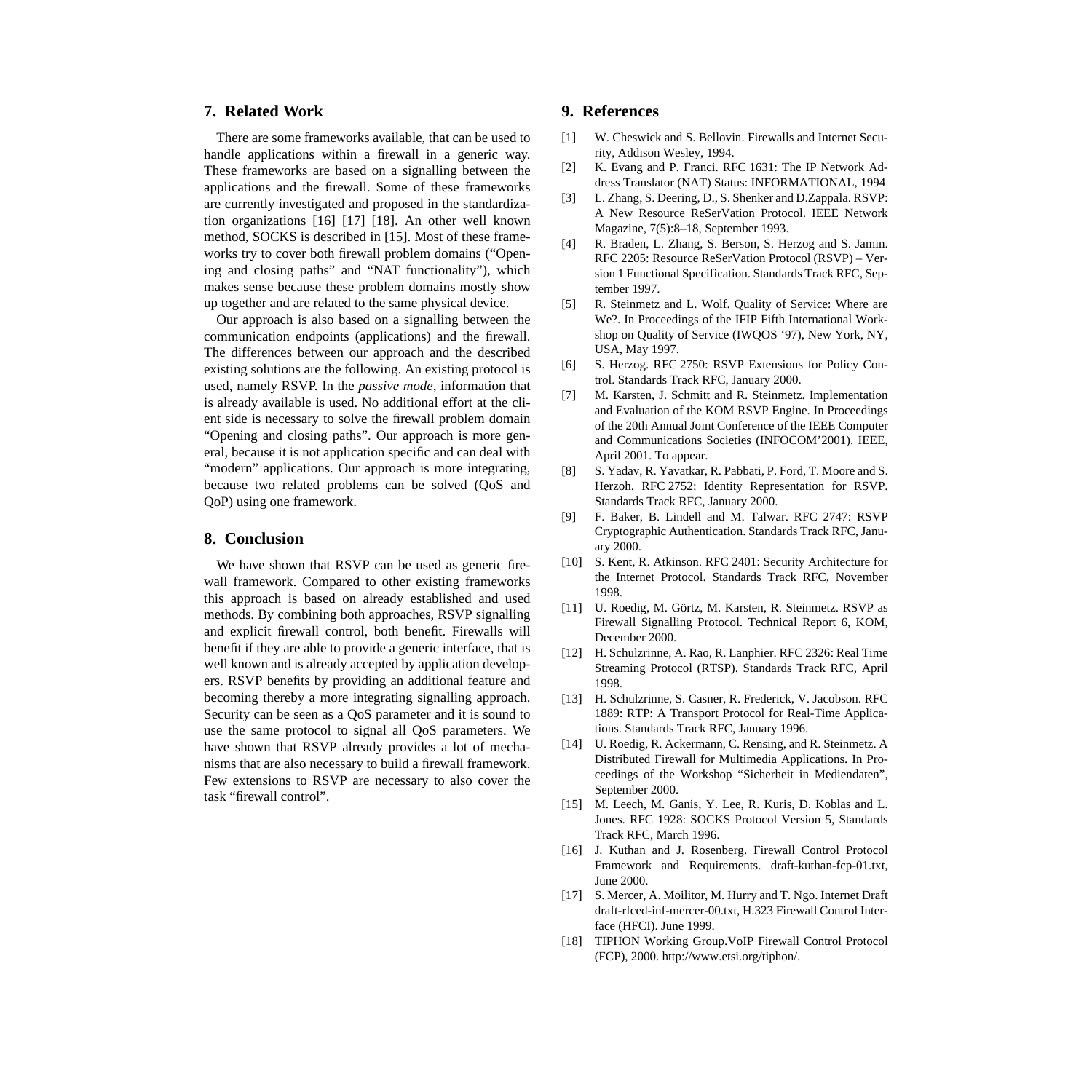## 7. Related Work

There are some frameworks available, that can be used to handle applications within a firewall in a generic way. These frameworks are based on a signalling between the applications and the firewall. Some of these frameworks are currently investigated and proposed in the standardization organizations [16] [17] [18]. An other well known method, SOCKS is described in [15]. Most of these frameworks try to cover both firewall problem domains ("Opening and closing paths" and "NAT functionality"), which makes sense because these problem domains mostly show up together and are related to the same physical device.

Our approach is also based on a signalling between the communication endpoints (applications) and the firewall. The differences between our approach and the described existing solutions are the following. An existing protocol is used, namely RSVP. In the *passive mode*, information that is already available is used. No additional effort at the client side is necessary to solve the firewall problem domain "Opening and closing paths". Our approach is more general, because it is not application specific and can deal with "modern" applications. Our approach is more integrating, because two related problems can be solved (QoS and QoP) using one framework.

## 8. Conclusion

We have shown that RSVP can be used as generic firewall framework. Compared to other existing frameworks this approach is based on already established and used methods. By combining both approaches, RSVP signalling and explicit firewall control, both benefit. Firewalls will benefit if they are able to provide a generic interface, that is well known and is already accepted by application developers. RSVP benefits by providing an additional feature and becoming thereby a more integrating signalling approach. Security can be seen as a QoS parameter and it is sound to use the same protocol to signal all QoS parameters. We have shown that RSVP already provides a lot of mechanisms that are also necessary to build a firewall framework. Few extensions to RSVP are necessary to also cover the task "firewall control".

## 9. References

[1] W. Cheswick and S. Bellovin. Firewalls and Internet Security, Addison Wesley, 1994.

[2] K. Evang and P. Franci. RFC 1631: The IP Network Address Translator (NAT) Status: INFORMATIONAL, 1994

[3] L. Zhang, S. Deering, D., S. Shenker and D.Zappala. RSVP: A New Resource ReSerVation Protocol. IEEE Network Magazine, 7(5):8–18, September 1993.

[4] R. Braden, L. Zhang, S. Berson, S. Herzog and S. Jamin. RFC 2205: Resource ReSerVation Protocol (RSVP) – Version 1 Functional Specification. Standards Track RFC, September 1997.

[5] R. Steinmetz and L. Wolf. Quality of Service: Where are We?. In Proceedings of the IFIP Fifth International Workshop on Quality of Service (IWQOS '97), New York, NY, USA, May 1997.

[6] S. Herzog. RFC 2750: RSVP Extensions for Policy Control. Standards Track RFC, January 2000.

[7] M. Karsten, J. Schmitt and R. Steinmetz. Implementation and Evaluation of the KOM RSVP Engine. In Proceedings of the 20th Annual Joint Conference of the IEEE Computer and Communications Societies (INFOCOM'2001). IEEE, April 2001. To appear.

[8] S. Yadav, R. Yavatkar, R. Pabbati, P. Ford, T. Moore and S. Herzoh. RFC 2752: Identity Representation for RSVP. Standards Track RFC, January 2000.

[9] F. Baker, B. Lindell and M. Talwar. RFC 2747: RSVP Cryptographic Authentication. Standards Track RFC, January 2000.

[10] S. Kent, R. Atkinson. RFC 2401: Security Architecture for the Internet Protocol. Standards Track RFC, November 1998.

[11] U. Roedig, M. Görtz, M. Karsten, R. Steinmetz. RSVP as Firewall Signalling Protocol. Technical Report 6, KOM, December 2000.

[12] H. Schulzrinne, A. Rao, R. Lanphier. RFC 2326: Real Time Streaming Protocol (RTSP). Standards Track RFC, April 1998.

[13] H. Schulzrinne, S. Casner, R. Frederick, V. Jacobson. RFC 1889: RTP: A Transport Protocol for Real-Time Applications. Standards Track RFC, January 1996.

[14] U. Roedig, R. Ackermann, C. Rensing, and R. Steinmetz. A Distributed Firewall for Multimedia Applications. In Proceedings of the Workshop "Sicherheit in Mediendaten", September 2000.

[15] M. Leech, M. Ganis, Y. Lee, R. Kuris, D. Koblas and L. Jones. RFC 1928: SOCKS Protocol Version 5, Standards Track RFC, March 1996.

[16] J. Kuthan and J. Rosenberg. Firewall Control Protocol Framework and Requirements. draft-kuthan-fcp-01.txt, June 2000.

[17] S. Mercer, A. Moilitor, M. Hurry and T. Ngo. Internet Draft draft-rfced-inf-mercer-00.txt, H.323 Firewall Control Interface (HFCI). June 1999.

[18] TIPHON Working Group.VoIP Firewall Control Protocol (FCP), 2000. http://www.etsi.org/tiphon/.